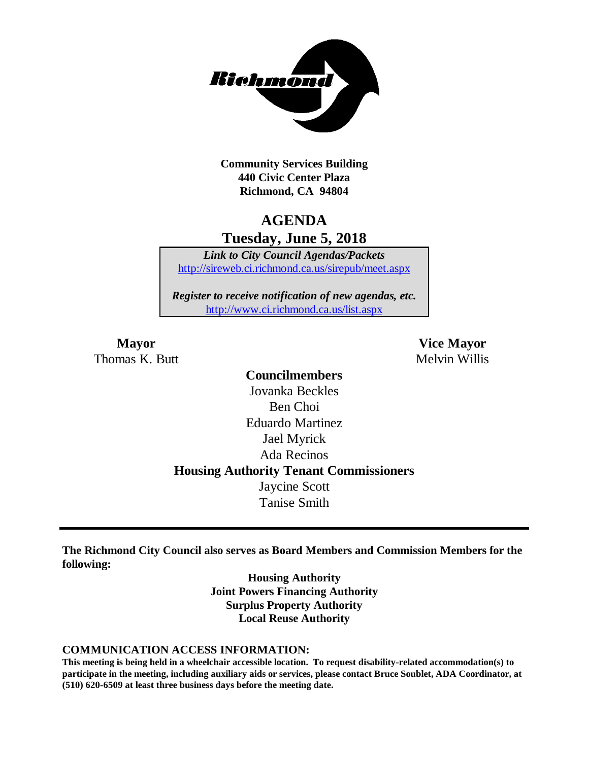**Community Services Building**
**440 Civic Center Plaza**
**Richmond, CA 94804**

# AGENDA
## Tuesday, June 5, 2018

***Link to City Council Agendas/Packets***
http://sireweb.ci.richmond.ca.us/sirepub/meet.aspx

***Register to receive notification of new agendas, etc.***
http://www.ci.richmond.ca.us/list.aspx

**Mayor**
Thomas K. Butt

**Vice Mayor**
Melvin Willis

**Councilmembers**
Jovanka Beckles
Ben Choi
Eduardo Martinez
Jael Myrick
Ada Recinos

**Housing Authority Tenant Commissioners**
Jaycine Scott
Tanise Smith

---

**The Richmond City Council also serves as Board Members and Commission Members for the following:**

**Housing Authority**
**Joint Powers Financing Authority**
**Surplus Property Authority**
**Local Reuse Authority**

**COMMUNICATION ACCESS INFORMATION:**
**This meeting is being held in a wheelchair accessible location. To request disability-related accommodation(s) to participate in the meeting, including auxiliary aids or services, please contact Bruce Soublet, ADA Coordinator, at (510) 620-6509 at least three business days before the meeting date.**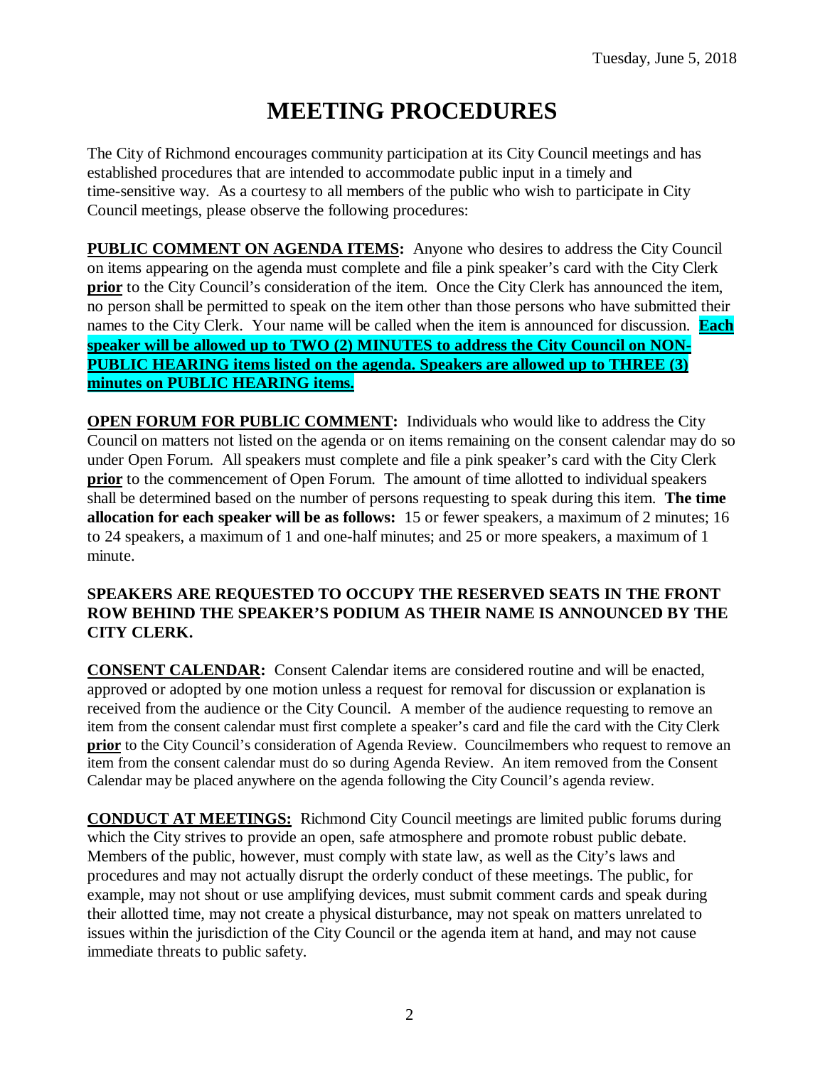Tuesday, June 5, 2018

# MEETING PROCEDURES

The City of Richmond encourages community participation at its City Council meetings and has established procedures that are intended to accommodate public input in a timely and time-sensitive way. As a courtesy to all members of the public who wish to participate in City Council meetings, please observe the following procedures:

**PUBLIC COMMENT ON AGENDA ITEMS:** Anyone who desires to address the City Council on items appearing on the agenda must complete and file a pink speaker's card with the City Clerk **prior** to the City Council's consideration of the item. Once the City Clerk has announced the item, no person shall be permitted to speak on the item other than those persons who have submitted their names to the City Clerk. Your name will be called when the item is announced for discussion. **Each speaker will be allowed up to TWO (2) MINUTES to address the City Council on NON-PUBLIC HEARING items listed on the agenda. Speakers are allowed up to THREE (3) minutes on PUBLIC HEARING items.**

**OPEN FORUM FOR PUBLIC COMMENT:** Individuals who would like to address the City Council on matters not listed on the agenda or on items remaining on the consent calendar may do so under Open Forum. All speakers must complete and file a pink speaker's card with the City Clerk **prior** to the commencement of Open Forum. The amount of time allotted to individual speakers shall be determined based on the number of persons requesting to speak during this item. **The time allocation for each speaker will be as follows:** 15 or fewer speakers, a maximum of 2 minutes; 16 to 24 speakers, a maximum of 1 and one-half minutes; and 25 or more speakers, a maximum of 1 minute.

**SPEAKERS ARE REQUESTED TO OCCUPY THE RESERVED SEATS IN THE FRONT ROW BEHIND THE SPEAKER'S PODIUM AS THEIR NAME IS ANNOUNCED BY THE CITY CLERK.**

**CONSENT CALENDAR:** Consent Calendar items are considered routine and will be enacted, approved or adopted by one motion unless a request for removal for discussion or explanation is received from the audience or the City Council. A member of the audience requesting to remove an item from the consent calendar must first complete a speaker's card and file the card with the City Clerk **prior** to the City Council's consideration of Agenda Review. Councilmembers who request to remove an item from the consent calendar must do so during Agenda Review. An item removed from the Consent Calendar may be placed anywhere on the agenda following the City Council's agenda review.

**CONDUCT AT MEETINGS:** Richmond City Council meetings are limited public forums during which the City strives to provide an open, safe atmosphere and promote robust public debate. Members of the public, however, must comply with state law, as well as the City's laws and procedures and may not actually disrupt the orderly conduct of these meetings. The public, for example, may not shout or use amplifying devices, must submit comment cards and speak during their allotted time, may not create a physical disturbance, may not speak on matters unrelated to issues within the jurisdiction of the City Council or the agenda item at hand, and may not cause immediate threats to public safety.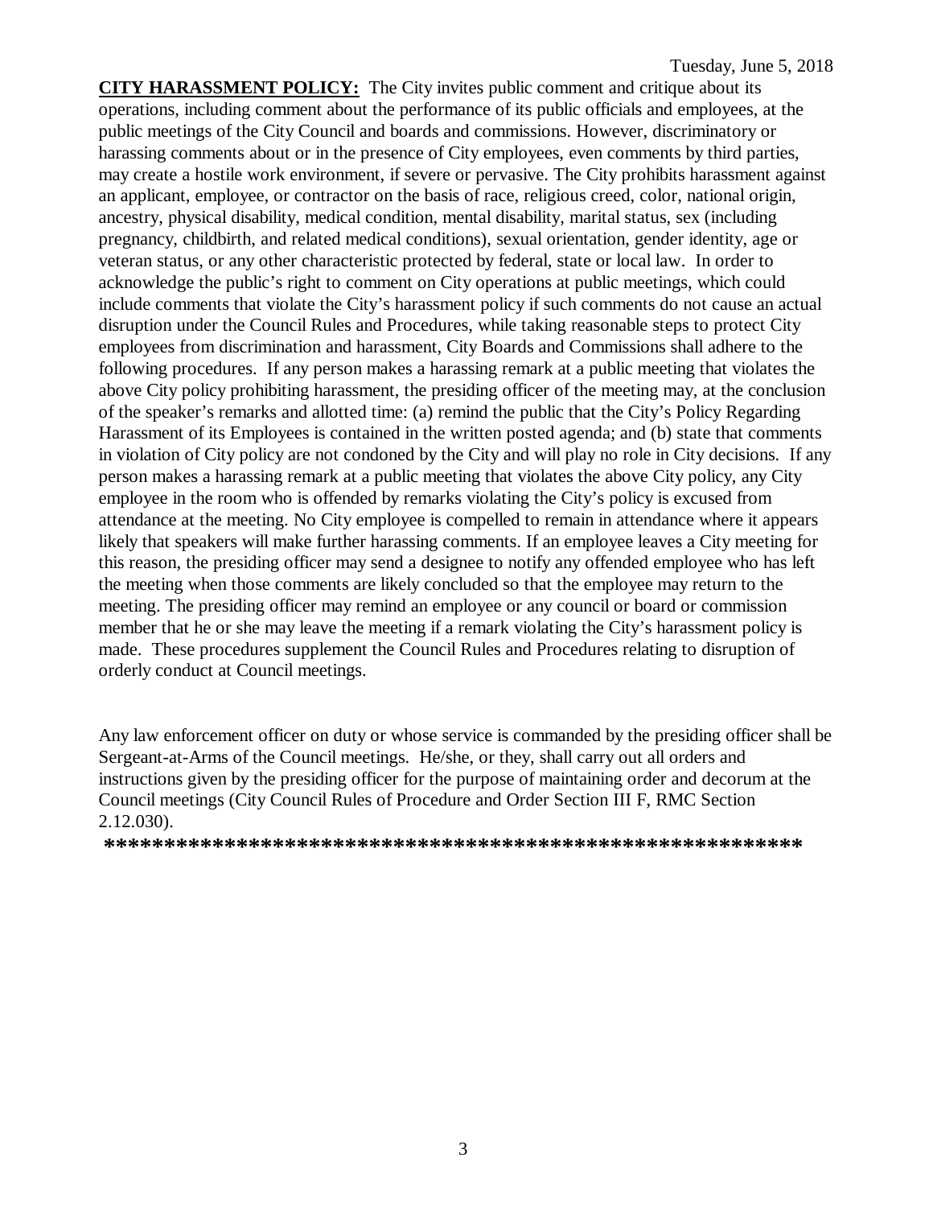**CITY HARASSMENT POLICY:** The City invites public comment and critique about its operations, including comment about the performance of its public officials and employees, at the public meetings of the City Council and boards and commissions. However, discriminatory or harassing comments about or in the presence of City employees, even comments by third parties, may create a hostile work environment, if severe or pervasive. The City prohibits harassment against an applicant, employee, or contractor on the basis of race, religious creed, color, national origin, ancestry, physical disability, medical condition, mental disability, marital status, sex (including pregnancy, childbirth, and related medical conditions), sexual orientation, gender identity, age or veteran status, or any other characteristic protected by federal, state or local law. In order to acknowledge the public's right to comment on City operations at public meetings, which could include comments that violate the City's harassment policy if such comments do not cause an actual disruption under the Council Rules and Procedures, while taking reasonable steps to protect City employees from discrimination and harassment, City Boards and Commissions shall adhere to the following procedures. If any person makes a harassing remark at a public meeting that violates the above City policy prohibiting harassment, the presiding officer of the meeting may, at the conclusion of the speaker's remarks and allotted time: (a) remind the public that the City's Policy Regarding Harassment of its Employees is contained in the written posted agenda; and (b) state that comments in violation of City policy are not condoned by the City and will play no role in City decisions. If any person makes a harassing remark at a public meeting that violates the above City policy, any City employee in the room who is offended by remarks violating the City's policy is excused from attendance at the meeting. No City employee is compelled to remain in attendance where it appears likely that speakers will make further harassing comments. If an employee leaves a City meeting for this reason, the presiding officer may send a designee to notify any offended employee who has left the meeting when those comments are likely concluded so that the employee may return to the meeting. The presiding officer may remind an employee or any council or board or commission member that he or she may leave the meeting if a remark violating the City's harassment policy is made. These procedures supplement the Council Rules and Procedures relating to disruption of orderly conduct at Council meetings.

Any law enforcement officer on duty or whose service is commanded by the presiding officer shall be Sergeant-at-Arms of the Council meetings. He/she, or they, shall carry out all orders and instructions given by the presiding officer for the purpose of maintaining order and decorum at the Council meetings (City Council Rules of Procedure and Order Section III F, RMC Section 2.12.030).

**************************************************************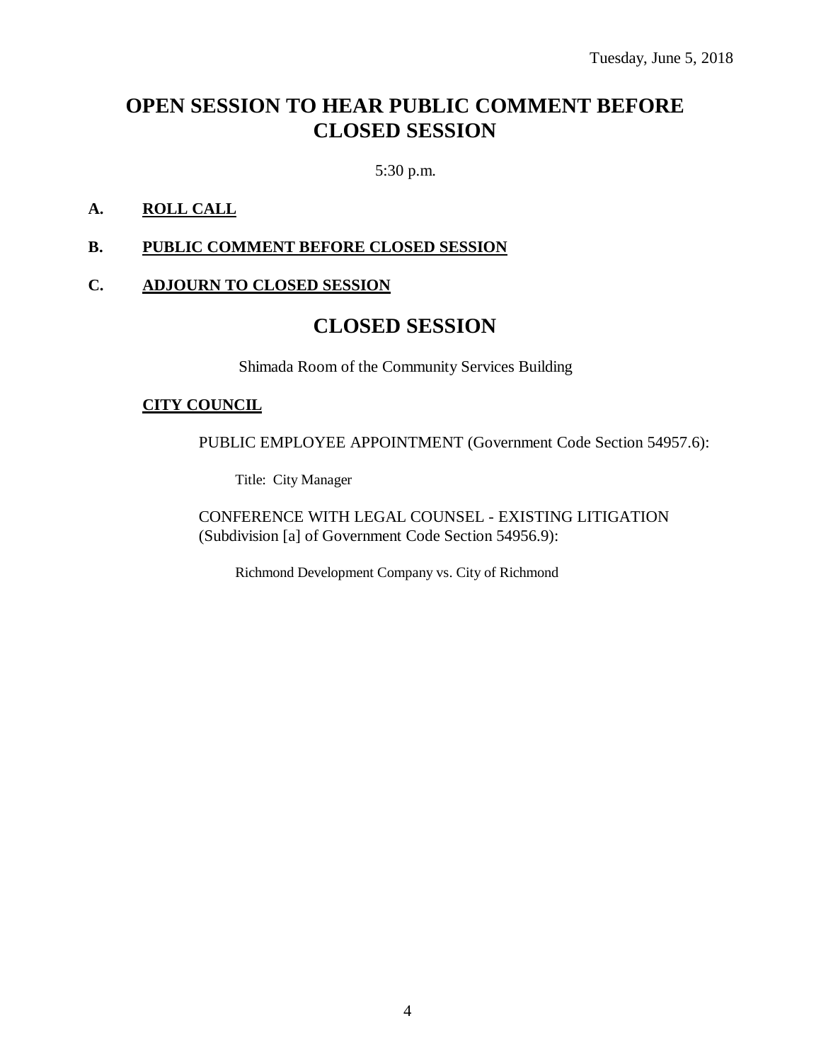Tuesday, June 5, 2018

# OPEN SESSION TO HEAR PUBLIC COMMENT BEFORE CLOSED SESSION

5:30 p.m.

**A. ROLL CALL**

**B. PUBLIC COMMENT BEFORE CLOSED SESSION**

**C. ADJOURN TO CLOSED SESSION**

# CLOSED SESSION

Shimada Room of the Community Services Building

**CITY COUNCIL**

PUBLIC EMPLOYEE APPOINTMENT (Government Code Section 54957.6):

Title: City Manager

CONFERENCE WITH LEGAL COUNSEL - EXISTING LITIGATION (Subdivision [a] of Government Code Section 54956.9):

Richmond Development Company vs. City of Richmond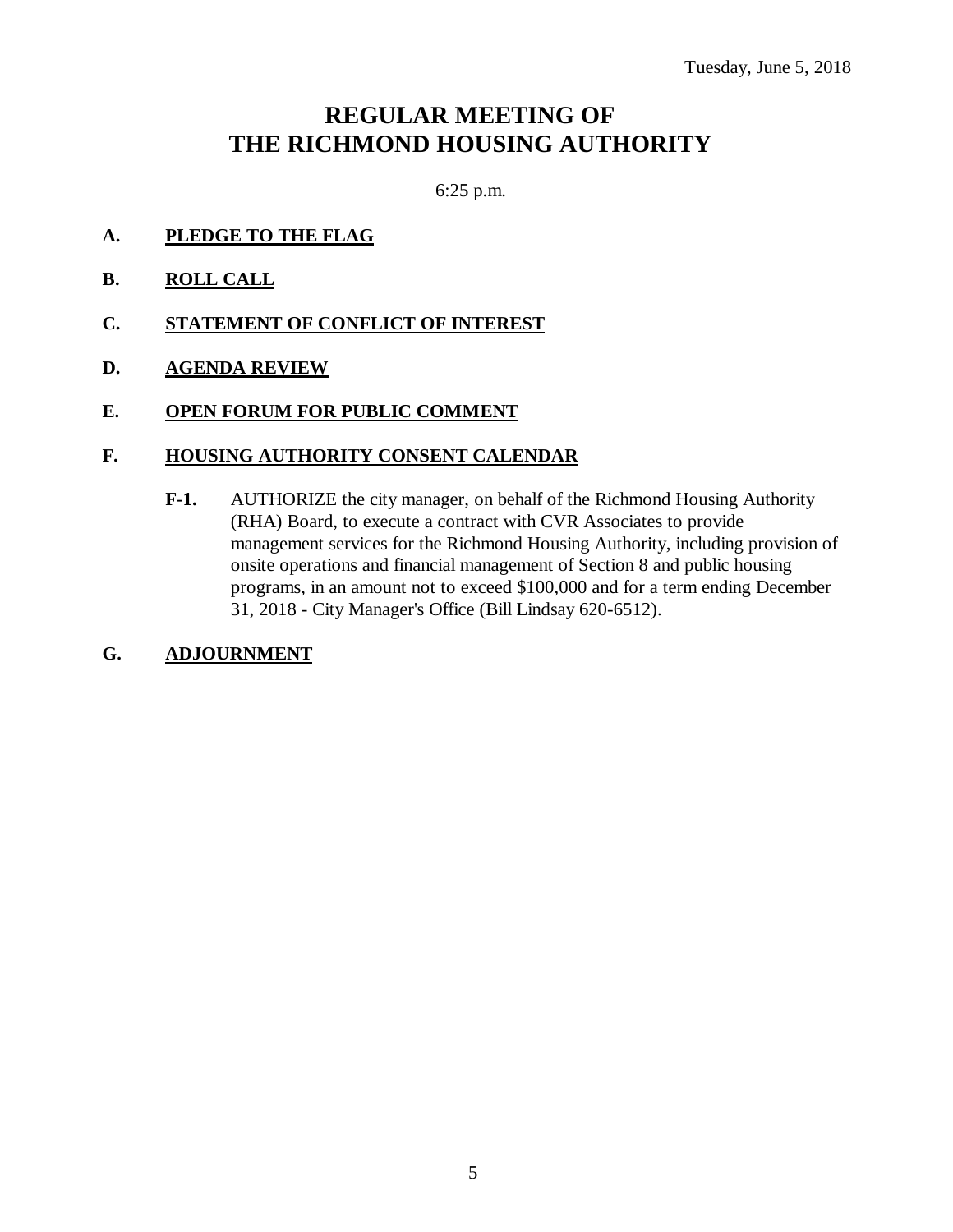Tuesday, June 5, 2018

# REGULAR MEETING OF THE RICHMOND HOUSING AUTHORITY

6:25 p.m.

**A. PLEDGE TO THE FLAG**

**B. ROLL CALL**

**C. STATEMENT OF CONFLICT OF INTEREST**

**D. AGENDA REVIEW**

**E. OPEN FORUM FOR PUBLIC COMMENT**

**F. HOUSING AUTHORITY CONSENT CALENDAR**

**F-1.** AUTHORIZE the city manager, on behalf of the Richmond Housing Authority (RHA) Board, to execute a contract with CVR Associates to provide management services for the Richmond Housing Authority, including provision of onsite operations and financial management of Section 8 and public housing programs, in an amount not to exceed $100,000 and for a term ending December 31, 2018 - City Manager's Office (Bill Lindsay 620-6512).

**G. ADJOURNMENT**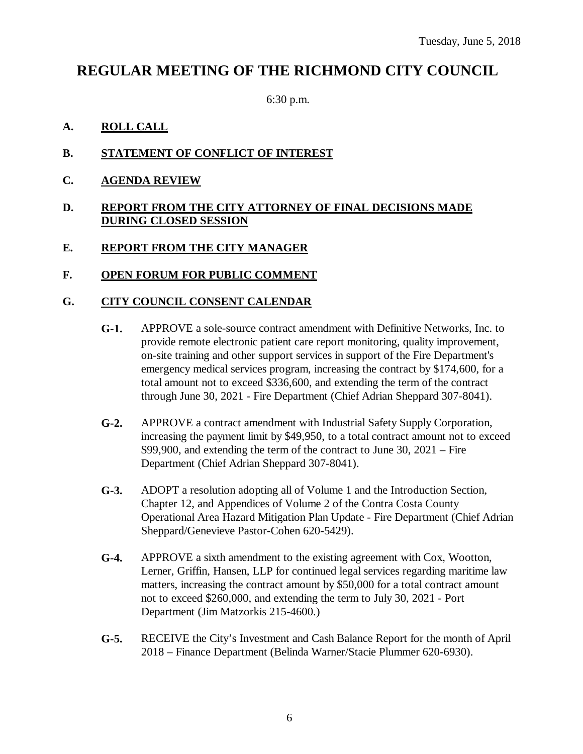Tuesday, June 5, 2018

# REGULAR MEETING OF THE RICHMOND CITY COUNCIL

6:30 p.m.

**A. ROLL CALL**

**B. STATEMENT OF CONFLICT OF INTEREST**

**C. AGENDA REVIEW**

**D. REPORT FROM THE CITY ATTORNEY OF FINAL DECISIONS MADE DURING CLOSED SESSION**

**E. REPORT FROM THE CITY MANAGER**

**F. OPEN FORUM FOR PUBLIC COMMENT**

**G. CITY COUNCIL CONSENT CALENDAR**

**G-1.** APPROVE a sole-source contract amendment with Definitive Networks, Inc. to provide remote electronic patient care report monitoring, quality improvement, on-site training and other support services in support of the Fire Department's emergency medical services program, increasing the contract by $174,600, for a total amount not to exceed $336,600, and extending the term of the contract through June 30, 2021 - Fire Department (Chief Adrian Sheppard 307-8041).

**G-2.** APPROVE a contract amendment with Industrial Safety Supply Corporation, increasing the payment limit by $49,950, to a total contract amount not to exceed $99,900, and extending the term of the contract to June 30, 2021 – Fire Department (Chief Adrian Sheppard 307-8041).

**G-3.** ADOPT a resolution adopting all of Volume 1 and the Introduction Section, Chapter 12, and Appendices of Volume 2 of the Contra Costa County Operational Area Hazard Mitigation Plan Update - Fire Department (Chief Adrian Sheppard/Genevieve Pastor-Cohen 620-5429).

**G-4.** APPROVE a sixth amendment to the existing agreement with Cox, Wootton, Lerner, Griffin, Hansen, LLP for continued legal services regarding maritime law matters, increasing the contract amount by $50,000 for a total contract amount not to exceed $260,000, and extending the term to July 30, 2021 - Port Department (Jim Matzorkis 215-4600.)

**G-5.** RECEIVE the City's Investment and Cash Balance Report for the month of April 2018 – Finance Department (Belinda Warner/Stacie Plummer 620-6930).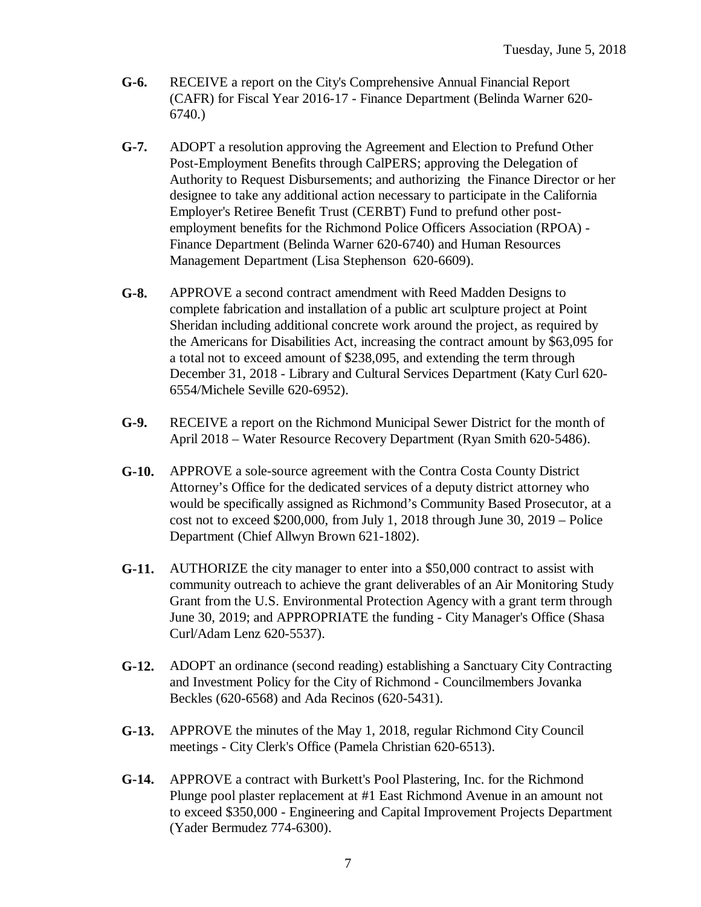**G-6.** RECEIVE a report on the City's Comprehensive Annual Financial Report (CAFR) for Fiscal Year 2016-17 - Finance Department (Belinda Warner 620-6740.)

**G-7.** ADOPT a resolution approving the Agreement and Election to Prefund Other Post-Employment Benefits through CalPERS; approving the Delegation of Authority to Request Disbursements; and authorizing the Finance Director or her designee to take any additional action necessary to participate in the California Employer's Retiree Benefit Trust (CERBT) Fund to prefund other post-employment benefits for the Richmond Police Officers Association (RPOA) - Finance Department (Belinda Warner 620-6740) and Human Resources Management Department (Lisa Stephenson 620-6609).

**G-8.** APPROVE a second contract amendment with Reed Madden Designs to complete fabrication and installation of a public art sculpture project at Point Sheridan including additional concrete work around the project, as required by the Americans for Disabilities Act, increasing the contract amount by $63,095 for a total not to exceed amount of $238,095, and extending the term through December 31, 2018 - Library and Cultural Services Department (Katy Curl 620-6554/Michele Seville 620-6952).

**G-9.** RECEIVE a report on the Richmond Municipal Sewer District for the month of April 2018 – Water Resource Recovery Department (Ryan Smith 620-5486).

**G-10.** APPROVE a sole-source agreement with the Contra Costa County District Attorney's Office for the dedicated services of a deputy district attorney who would be specifically assigned as Richmond's Community Based Prosecutor, at a cost not to exceed $200,000, from July 1, 2018 through June 30, 2019 – Police Department (Chief Allwyn Brown 621-1802).

**G-11.** AUTHORIZE the city manager to enter into a $50,000 contract to assist with community outreach to achieve the grant deliverables of an Air Monitoring Study Grant from the U.S. Environmental Protection Agency with a grant term through June 30, 2019; and APPROPRIATE the funding - City Manager's Office (Shasa Curl/Adam Lenz 620-5537).

**G-12.** ADOPT an ordinance (second reading) establishing a Sanctuary City Contracting and Investment Policy for the City of Richmond - Councilmembers Jovanka Beckles (620-6568) and Ada Recinos (620-5431).

**G-13.** APPROVE the minutes of the May 1, 2018, regular Richmond City Council meetings - City Clerk's Office (Pamela Christian 620-6513).

**G-14.** APPROVE a contract with Burkett's Pool Plastering, Inc. for the Richmond Plunge pool plaster replacement at #1 East Richmond Avenue in an amount not to exceed $350,000 - Engineering and Capital Improvement Projects Department (Yader Bermudez 774-6300).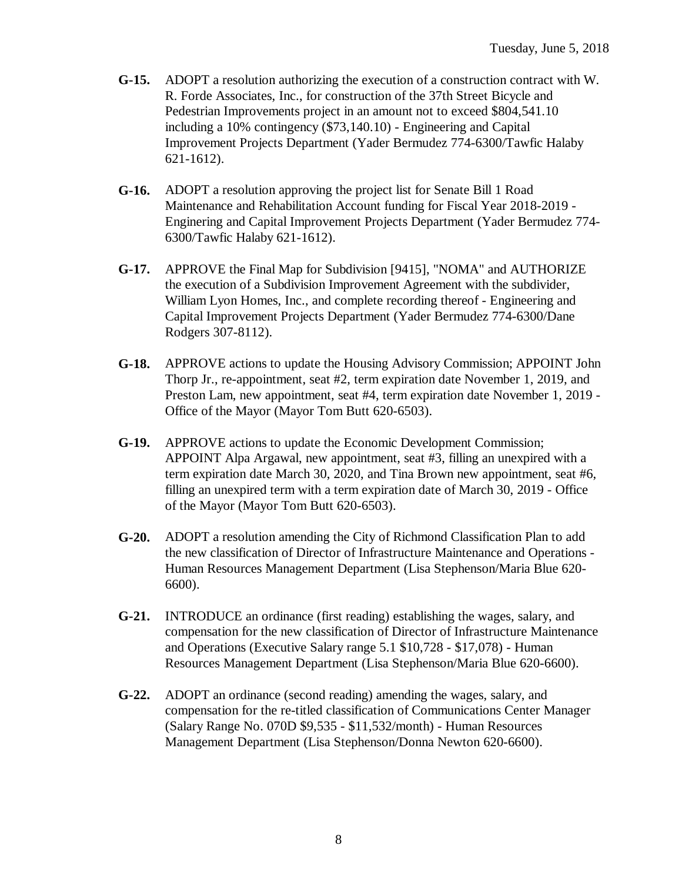**G-15.** ADOPT a resolution authorizing the execution of a construction contract with W. R. Forde Associates, Inc., for construction of the 37th Street Bicycle and Pedestrian Improvements project in an amount not to exceed $804,541.10 including a 10% contingency ($73,140.10) - Engineering and Capital Improvement Projects Department (Yader Bermudez 774-6300/Tawfic Halaby 621-1612).

**G-16.** ADOPT a resolution approving the project list for Senate Bill 1 Road Maintenance and Rehabilitation Account funding for Fiscal Year 2018-2019 - Enginering and Capital Improvement Projects Department (Yader Bermudez 774-6300/Tawfic Halaby 621-1612).

**G-17.** APPROVE the Final Map for Subdivision [9415], "NOMA" and AUTHORIZE the execution of a Subdivision Improvement Agreement with the subdivider, William Lyon Homes, Inc., and complete recording thereof - Engineering and Capital Improvement Projects Department (Yader Bermudez 774-6300/Dane Rodgers 307-8112).

**G-18.** APPROVE actions to update the Housing Advisory Commission; APPOINT John Thorp Jr., re-appointment, seat #2, term expiration date November 1, 2019, and Preston Lam, new appointment, seat #4, term expiration date November 1, 2019 - Office of the Mayor (Mayor Tom Butt 620-6503).

**G-19.** APPROVE actions to update the Economic Development Commission; APPOINT Alpa Argawal, new appointment, seat #3, filling an unexpired with a term expiration date March 30, 2020, and Tina Brown new appointment, seat #6, filling an unexpired term with a term expiration date of March 30, 2019 - Office of the Mayor (Mayor Tom Butt 620-6503).

**G-20.** ADOPT a resolution amending the City of Richmond Classification Plan to add the new classification of Director of Infrastructure Maintenance and Operations - Human Resources Management Department (Lisa Stephenson/Maria Blue 620-6600).

**G-21.** INTRODUCE an ordinance (first reading) establishing the wages, salary, and compensation for the new classification of Director of Infrastructure Maintenance and Operations (Executive Salary range 5.1 $10,728 - $17,078) - Human Resources Management Department (Lisa Stephenson/Maria Blue 620-6600).

**G-22.** ADOPT an ordinance (second reading) amending the wages, salary, and compensation for the re-titled classification of Communications Center Manager (Salary Range No. 070D $9,535 - $11,532/month) - Human Resources Management Department (Lisa Stephenson/Donna Newton 620-6600).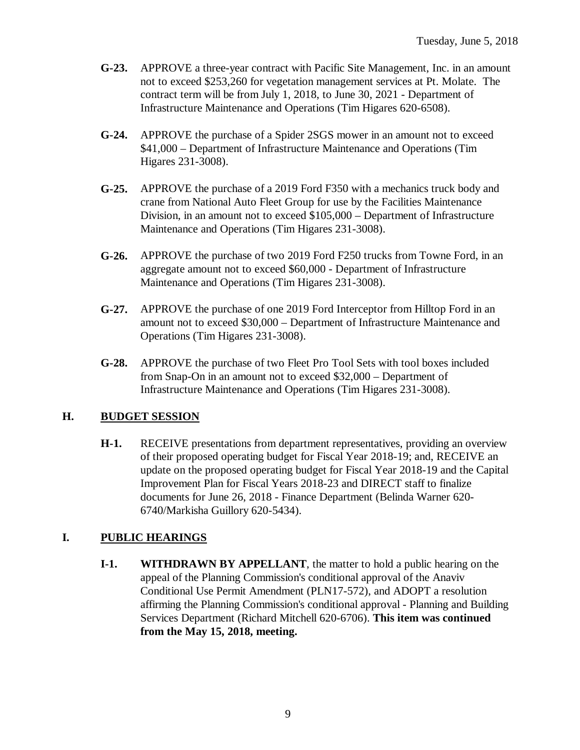- **G-23.** APPROVE a three-year contract with Pacific Site Management, Inc. in an amount not to exceed $253,260 for vegetation management services at Pt. Molate. The contract term will be from July 1, 2018, to June 30, 2021 - Department of Infrastructure Maintenance and Operations (Tim Higares 620-6508).

- **G-24.** APPROVE the purchase of a Spider 2SGS mower in an amount not to exceed $41,000 – Department of Infrastructure Maintenance and Operations (Tim Higares 231-3008).

- **G-25.** APPROVE the purchase of a 2019 Ford F350 with a mechanics truck body and crane from National Auto Fleet Group for use by the Facilities Maintenance Division, in an amount not to exceed $105,000 – Department of Infrastructure Maintenance and Operations (Tim Higares 231-3008).

- **G-26.** APPROVE the purchase of two 2019 Ford F250 trucks from Towne Ford, in an aggregate amount not to exceed $60,000 - Department of Infrastructure Maintenance and Operations (Tim Higares 231-3008).

- **G-27.** APPROVE the purchase of one 2019 Ford Interceptor from Hilltop Ford in an amount not to exceed $30,000 – Department of Infrastructure Maintenance and Operations (Tim Higares 231-3008).

- **G-28.** APPROVE the purchase of two Fleet Pro Tool Sets with tool boxes included from Snap-On in an amount not to exceed $32,000 – Department of Infrastructure Maintenance and Operations (Tim Higares 231-3008).

## H. BUDGET SESSION

- **H-1.** RECEIVE presentations from department representatives, providing an overview of their proposed operating budget for Fiscal Year 2018-19; and, RECEIVE an update on the proposed operating budget for Fiscal Year 2018-19 and the Capital Improvement Plan for Fiscal Years 2018-23 and DIRECT staff to finalize documents for June 26, 2018 - Finance Department (Belinda Warner 620-6740/Markisha Guillory 620-5434).

## I. PUBLIC HEARINGS

- **I-1.** **WITHDRAWN BY APPELLANT**, the matter to hold a public hearing on the appeal of the Planning Commission's conditional approval of the Anaviv Conditional Use Permit Amendment (PLN17-572), and ADOPT a resolution affirming the Planning Commission's conditional approval - Planning and Building Services Department (Richard Mitchell 620-6706). **This item was continued from the May 15, 2018, meeting.**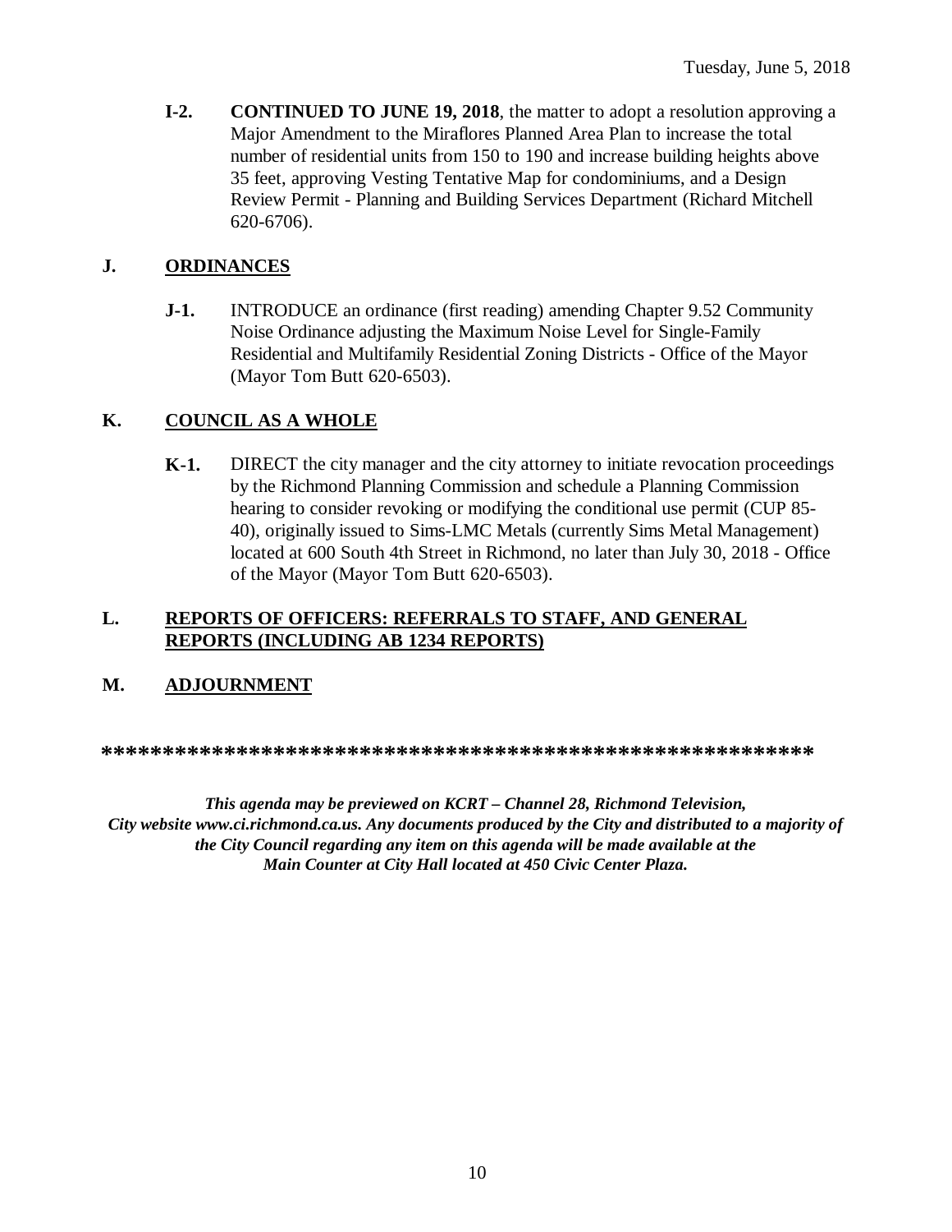**I-2.** **CONTINUED TO JUNE 19, 2018**, the matter to adopt a resolution approving a Major Amendment to the Miraflores Planned Area Plan to increase the total number of residential units from 150 to 190 and increase building heights above 35 feet, approving Vesting Tentative Map for condominiums, and a Design Review Permit - Planning and Building Services Department (Richard Mitchell 620-6706).

## J. ORDINANCES

**J-1.** INTRODUCE an ordinance (first reading) amending Chapter 9.52 Community Noise Ordinance adjusting the Maximum Noise Level for Single-Family Residential and Multifamily Residential Zoning Districts - Office of the Mayor (Mayor Tom Butt 620-6503).

## K. COUNCIL AS A WHOLE

**K-1.** DIRECT the city manager and the city attorney to initiate revocation proceedings by the Richmond Planning Commission and schedule a Planning Commission hearing to consider revoking or modifying the conditional use permit (CUP 85-40), originally issued to Sims-LMC Metals (currently Sims Metal Management) located at 600 South 4th Street in Richmond, no later than July 30, 2018 - Office of the Mayor (Mayor Tom Butt 620-6503).

## L. REPORTS OF OFFICERS: REFERRALS TO STAFF, AND GENERAL REPORTS (INCLUDING AB 1234 REPORTS)

## M. ADJOURNMENT

**\*\*\*\*\*\*\*\*\*\*\*\*\*\*\*\*\*\*\*\*\*\*\*\*\*\*\*\*\*\*\*\*\*\*\*\*\*\*\*\*\*\*\*\*\*\*\*\*\*\*\*\*\*\*\*\*\*\***

***This agenda may be previewed on KCRT – Channel 28, Richmond Television, City website www.ci.richmond.ca.us. Any documents produced by the City and distributed to a majority of the City Council regarding any item on this agenda will be made available at the Main Counter at City Hall located at 450 Civic Center Plaza.***